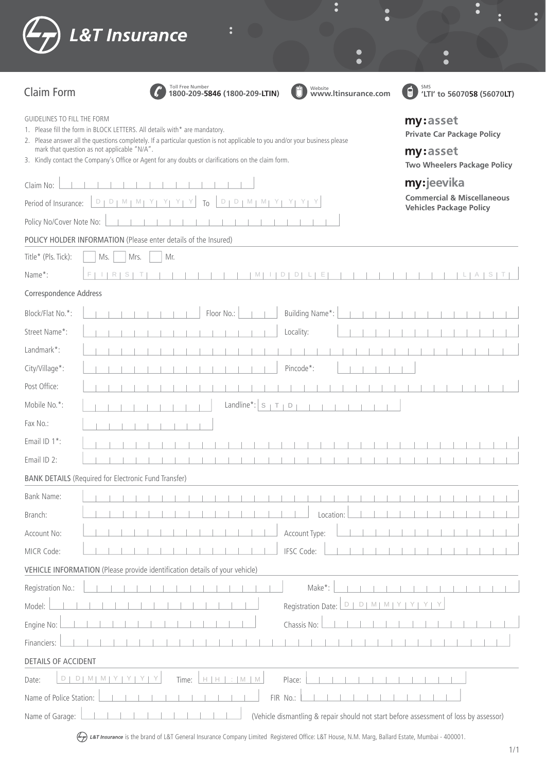# L&T Insurance

## Claim Form

Toll Free Number **1800-209-5846 (1800-209-LTIN)**

Website **www.ltinsurance.com**

SMS **'LTI' to 5607058 (56070LT)**

**my:asset** Private Car Package Policy

**my:asset** Two Wheelers Package Policy

**my:jeevika** Commercial & Miscellaneous Vehicles Package Policy

GUIDELINES TO FILL THE FORM

1. Please fill the form in BLOCK LETTERS. All details with* are mandatory.
2. Please answer all the questions completely. If a particular question is not applicable to you and/or your business please mark that question as not applicable "N/A".
3. Kindly contact the Company's Office or Agent for any doubts or clarifications on the claim form.

Claim No:

Period of Insurance: DD MM YYYY To DD MM YYYY

Policy No/Cover Note No:

### POLICY HOLDER INFORMATION (Please enter details of the Insured)

Title* (Pls. Tick): ☐ Ms. ☐ Mrs. ☐ Mr.

Name*: FIRST MIDDLE LAST

Correspondence Address

Block/Flat No.*: Floor No.: Building Name*:

Street Name*: Locality:

Landmark*:

City/Village*: Pincode*:

Post Office:

Mobile No.*: Landline*: STD

Fax No.:

Email ID 1*:

Email ID 2:

### BANK DETAILS (Required for Electronic Fund Transfer)

Bank Name:

Branch: Location:

Account No: Account Type:

MICR Code: IFSC Code:

### VEHICLE INFORMATION (Please provide identification details of your vehicle)

Registration No.: Make*:

Model: Registration Date: DD MM YYYY

Engine No: Chassis No:

Financiers:

### DETAILS OF ACCIDENT

Date: DD MM YYYY Time: HH : MM Place:

Name of Police Station: FIR No.:

Name of Garage: (Vehicle dismantling & repair should not start before assessment of loss by assessor)

L&T Insurance is the brand of L&T General Insurance Company Limited Registered Office: L&T House, N.M. Marg, Ballard Estate, Mumbai - 400001.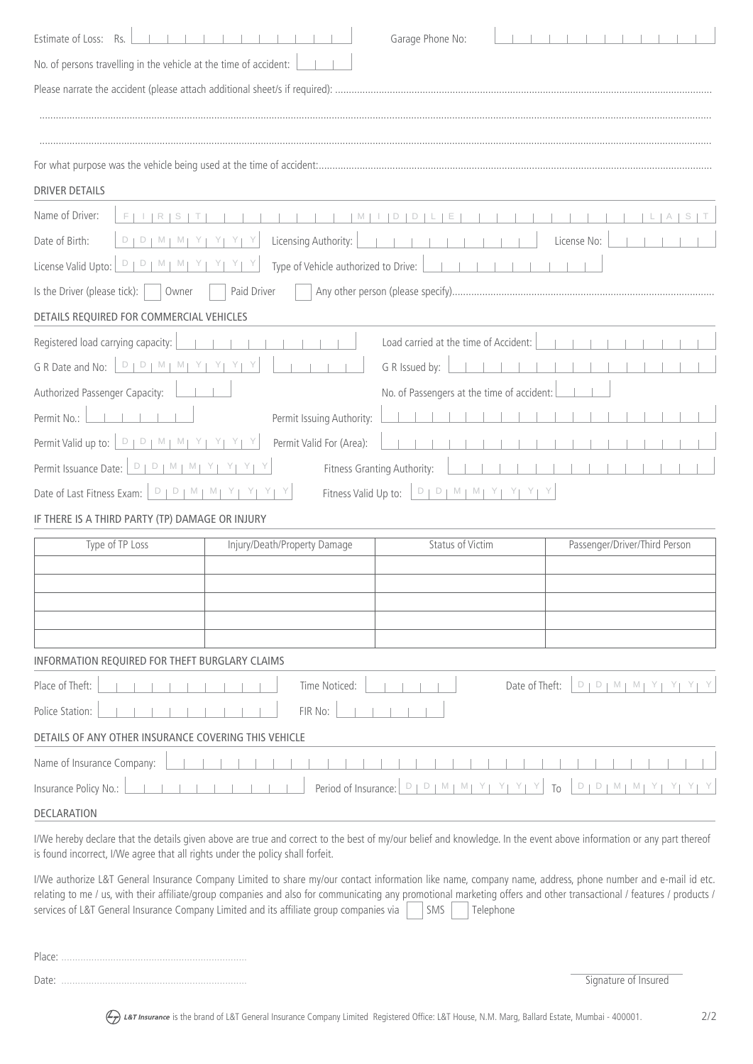Estimate of Loss: Rs.

Garage Phone No:

No. of persons travelling in the vehicle at the time of accident:

Please narrate the accident (please attach additional sheet/s if required): ..........................................................................................................................................................

..........................................................................................................................................................

..........................................................................................................................................................

For what purpose was the vehicle being used at the time of accident:..........................................................................................................................................................

## DRIVER DETAILS

Name of Driver: FIRST MIDDLE LAST

Date of Birth: DDMMYYYY

Licensing Authority:

License No:

License Valid Upto: DDMMYYYY

Type of Vehicle authorized to Drive:

Is the Driver (please tick): ☐ Owner ☐ Paid Driver ☐ Any other person (please specify)..........................................................................................................................................................

## DETAILS REQUIRED FOR COMMERCIAL VEHICLES

Registered load carrying capacity:

Load carried at the time of Accident:

G R Date and No: DDMMYYYY

G R Issued by:

Authorized Passenger Capacity:

No. of Passengers at the time of accident:

Permit No.:

Permit Issuing Authority:

Permit Valid up to: DDMMYYYY

Permit Valid For (Area):

Permit Issuance Date: DDMMYYYY

Fitness Granting Authority:

Date of Last Fitness Exam: DDMMYYYY

Fitness Valid Up to: DDMMYYYY

## IF THERE IS A THIRD PARTY (TP) DAMAGE OR INJURY

| Type of TP Loss | Injury/Death/Property Damage | Status of Victim | Passenger/Driver/Third Person |
|---|---|---|---|
| | | | |
| | | | |
| | | | |
| | | | |
| | | | |

## INFORMATION REQUIRED FOR THEFT BURGLARY CLAIMS

Place of Theft:

Time Noticed:

Date of Theft: DDMMYYYY

Police Station:

FIR No:

## DETAILS OF ANY OTHER INSURANCE COVERING THIS VEHICLE

Name of Insurance Company:

Insurance Policy No.:

Period of Insurance: DDMMYYYY To DDMMYYYY

## DECLARATION

I/We hereby declare that the details given above are true and correct to the best of my/our belief and knowledge. In the event above information or any part thereof is found incorrect, I/We agree that all rights under the policy shall forfeit.

I/We authorize L&T General Insurance Company Limited to share my/our contact information like name, company name, address, phone number and e-mail id etc. relating to me / us, with their affiliate/group companies and also for communicating any promotional marketing offers and other transactional / features / products / services of L&T General Insurance Company Limited and its affiliate group companies via ☐ SMS ☐ Telephone

Place: ....................................................................

Date: ....................................................................

Signature of Insured

**L&T Insurance** is the brand of L&T General Insurance Company Limited Registered Office: L&T House, N.M. Marg, Ballard Estate, Mumbai - 400001.